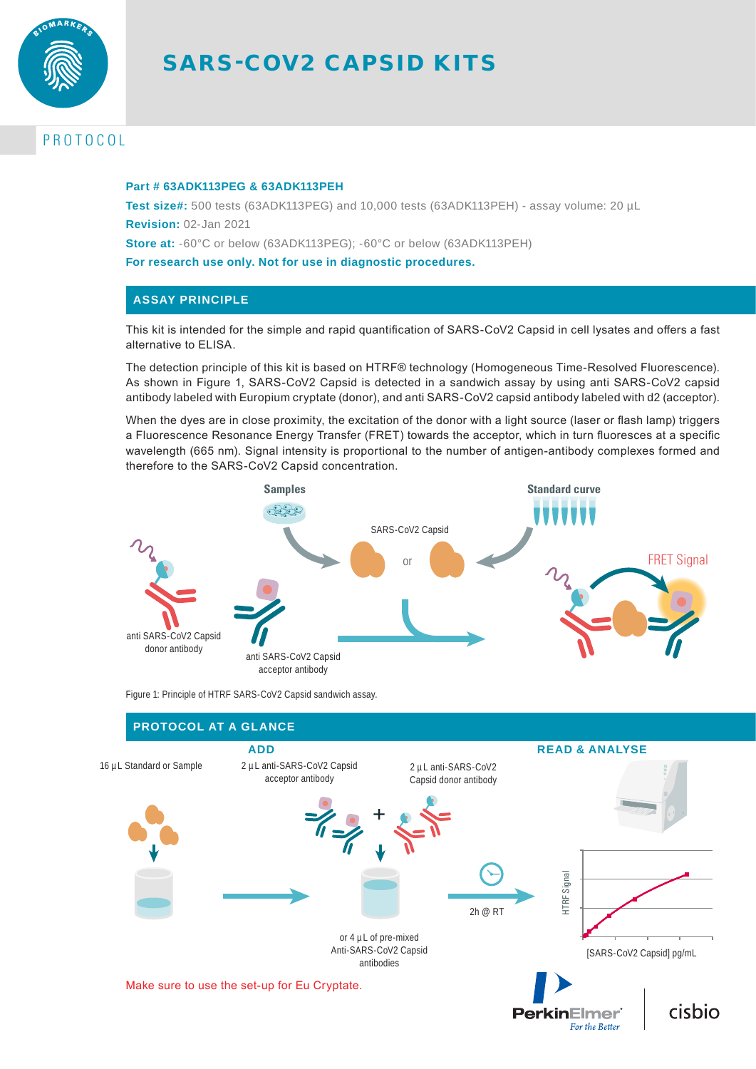# SARS-COV2 CAPSID KITS

## PROTOCOL

**Part # 63ADK113PEG & 63ADK113PEH**

**Test size#:** 500 tests (63ADK113PEG) and 10,000 tests (63ADK113PEH) - assay volume: 20 µL

**Revision:** 02-Jan 2021

**Store at:** -60°C or below (63ADK113PEG); -60°C or below (63ADK113PEH)

**For research use only. Not for use in diagnostic procedures.**

## ASSAY PRINCIPLE

This kit is intended for the simple and rapid quantification of SARS-CoV2 Capsid in cell lysates and offers a fast alternative to ELISA.

The detection principle of this kit is based on HTRF® technology (Homogeneous Time-Resolved Fluorescence). As shown in Figure 1, SARS-CoV2 Capsid is detected in a sandwich assay by using anti SARS-CoV2 capsid antibody labeled with Europium cryptate (donor), and anti SARS-CoV2 capsid antibody labeled with d2 (acceptor).

When the dyes are in close proximity, the excitation of the donor with a light source (laser or flash lamp) triggers a Fluorescence Resonance Energy Transfer (FRET) towards the acceptor, which in turn fluoresces at a specific wavelength (665 nm). Signal intensity is proportional to the number of antigen-antibody complexes formed and therefore to the SARS-CoV2 Capsid concentration.

Samples — Standard curve — SARS-CoV2 Capsid or — anti SARS-CoV2 Capsid donor antibody — anti SARS-CoV2 Capsid acceptor antibody — FRET Signal

Figure 1: Principle of HTRF SARS-CoV2 Capsid sandwich assay.

## PROTOCOL AT A GLANCE

**ADD**

16 µL Standard or Sample

2 µL anti-SARS-CoV2 Capsid acceptor antibody + 2 µL anti-SARS-CoV2 Capsid donor antibody

or 4 µL of pre-mixed Anti-SARS-CoV2 Capsid antibodies

2h @ RT

**READ & ANALYSE**

HTRF Signal vs [SARS-CoV2 Capsid] pg/mL

Make sure to use the set-up for Eu Cryptate.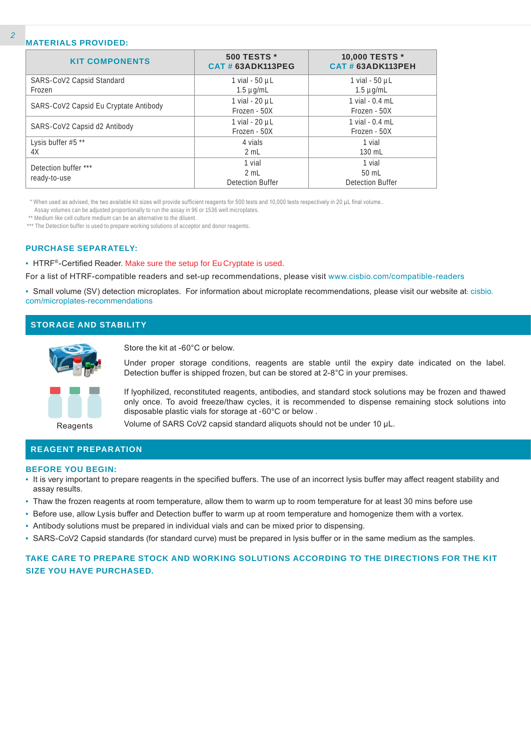## MATERIALS PROVIDED:

| KIT COMPONENTS | 500 TESTS * CAT # 63ADK113PEG | 10,000 TESTS * CAT # 63ADK113PEH |
|---|---|---|
| SARS-CoV2 Capsid Standard Frozen | 1 vial - 50 µL 1.5 µg/mL | 1 vial - 50 µL 1.5 µg/mL |
| SARS-CoV2 Capsid Eu Cryptate Antibody | 1 vial - 20 µL Frozen - 50X | 1 vial - 0.4 mL Frozen - 50X |
| SARS-CoV2 Capsid d2 Antibody | 1 vial - 20 µL Frozen - 50X | 1 vial - 0.4 mL Frozen - 50X |
| Lysis buffer #5 ** 4X | 4 vials 2 mL | 1 vial 130 mL |
| Detection buffer *** ready-to-use | 1 vial 2 mL Detection Buffer | 1 vial 50 mL Detection Buffer |

* When used as advised, the two available kit sizes will provide sufficient reagents for 500 tests and 10,000 tests respectively in 20 µL final volume.. Assay volumes can be adjusted proportionally to run the assay in 96 or 1536 well microplates.
** Medium like cell culture medium can be an alternative to the diluent.
*** The Detection buffer is used to prepare working solutions of acceptor and donor reagents.

## PURCHASE SEPARATELY:

- HTRF®-Certified Reader. Make sure the setup for Eu Cryptate is used.

For a list of HTRF-compatible readers and set-up recommendations, please visit www.cisbio.com/compatible-readers

- Small volume (SV) detection microplates. For information about microplate recommendations, please visit our website at: cisbio.com/microplates-recommendations

## STORAGE AND STABILITY

Reagents

Store the kit at -60°C or below.

Under proper storage conditions, reagents are stable until the expiry date indicated on the label. Detection buffer is shipped frozen, but can be stored at 2-8°C in your premises.

If lyophilized, reconstituted reagents, antibodies, and standard stock solutions may be frozen and thawed only once. To avoid freeze/thaw cycles, it is recommended to dispense remaining stock solutions into disposable plastic vials for storage at -60°C or below .

Volume of SARS CoV2 capsid standard aliquots should not be under 10 µL.

## REAGENT PREPARATION

### BEFORE YOU BEGIN:

- It is very important to prepare reagents in the specified buffers. The use of an incorrect lysis buffer may affect reagent stability and assay results.
- Thaw the frozen reagents at room temperature, allow them to warm up to room temperature for at least 30 mins before use
- Before use, allow Lysis buffer and Detection buffer to warm up at room temperature and homogenize them with a vortex.
- Antibody solutions must be prepared in individual vials and can be mixed prior to dispensing.
- SARS-CoV2 Capsid standards (for standard curve) must be prepared in lysis buffer or in the same medium as the samples.

**TAKE CARE TO PREPARE STOCK AND WORKING SOLUTIONS ACCORDING TO THE DIRECTIONS FOR THE KIT SIZE YOU HAVE PURCHASED.**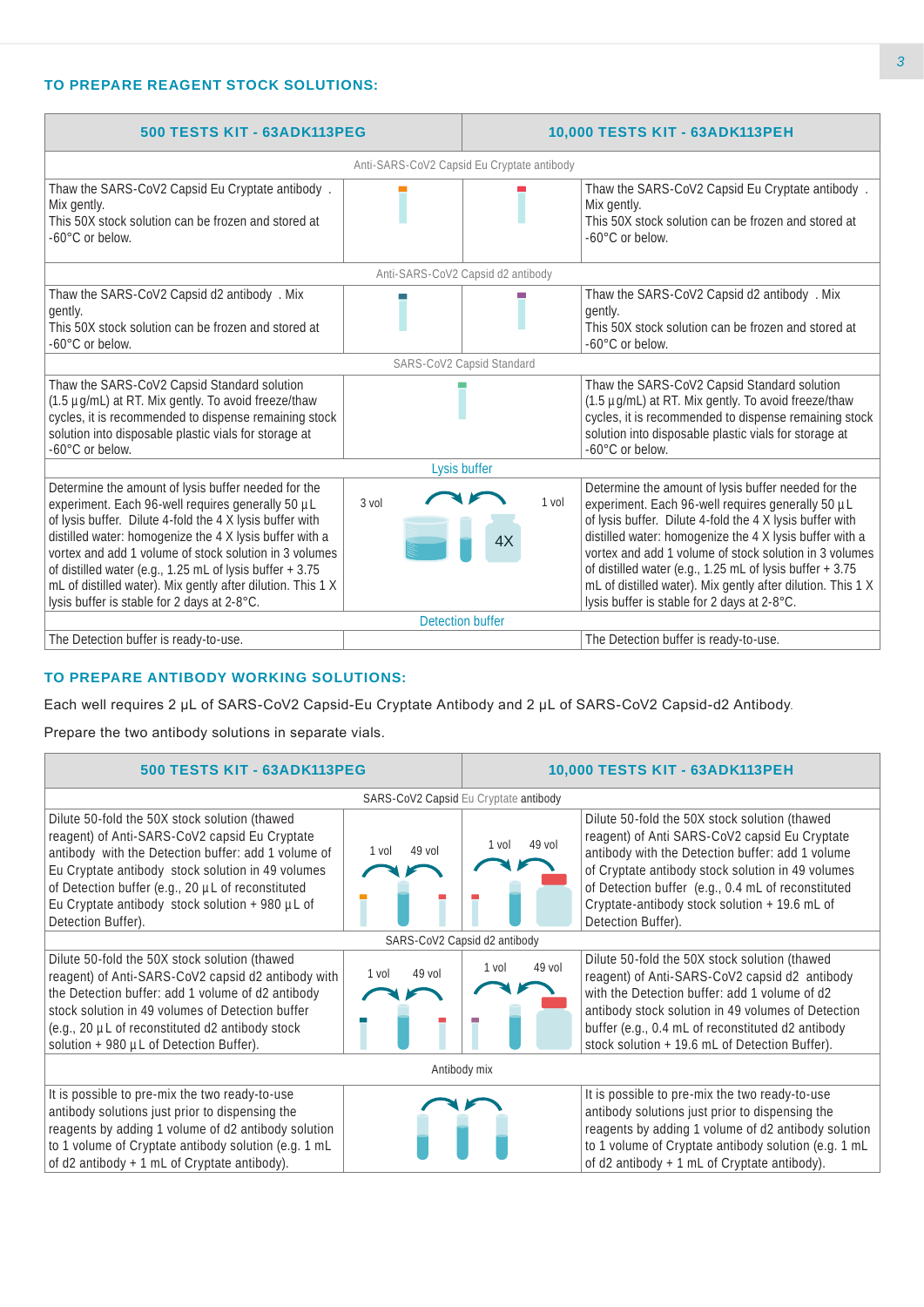### TO PREPARE REAGENT STOCK SOLUTIONS:

| 500 TESTS KIT - 63ADK113PEG | | | 10,000 TESTS KIT - 63ADK113PEH |
|---|---|---|---|
| Anti-SARS-CoV2 Capsid Eu Cryptate antibody | | | |
| Thaw the SARS-CoV2 Capsid Eu Cryptate antibody . Mix gently. This 50X stock solution can be frozen and stored at -60°C or below. | | | Thaw the SARS-CoV2 Capsid Eu Cryptate antibody . Mix gently. This 50X stock solution can be frozen and stored at -60°C or below. |
| Anti-SARS-CoV2 Capsid d2 antibody | | | |
| Thaw the SARS-CoV2 Capsid d2 antibody . Mix gently. This 50X stock solution can be frozen and stored at -60°C or below. | | | Thaw the SARS-CoV2 Capsid d2 antibody . Mix gently. This 50X stock solution can be frozen and stored at -60°C or below. |
| SARS-CoV2 Capsid Standard | | | |
| Thaw the SARS-CoV2 Capsid Standard solution (1.5 µg/mL) at RT. Mix gently. To avoid freeze/thaw cycles, it is recommended to dispense remaining stock solution into disposable plastic vials for storage at -60°C or below. | | | Thaw the SARS-CoV2 Capsid Standard solution (1.5 µg/mL) at RT. Mix gently. To avoid freeze/thaw cycles, it is recommended to dispense remaining stock solution into disposable plastic vials for storage at -60°C or below. |
| Lysis buffer | | | |
| Determine the amount of lysis buffer needed for the experiment. Each 96-well requires generally 50 µL of lysis buffer. Dilute 4-fold the 4 X lysis buffer with distilled water: homogenize the 4 X lysis buffer with a vortex and add 1 volume of stock solution in 3 volumes of distilled water (e.g., 1.25 mL of lysis buffer + 3.75 mL of distilled water). Mix gently after dilution. This 1 X lysis buffer is stable for 2 days at 2-8°C. | 3 vol | 1 vol 4X | Determine the amount of lysis buffer needed for the experiment. Each 96-well requires generally 50 µL of lysis buffer. Dilute 4-fold the 4 X lysis buffer with distilled water: homogenize the 4 X lysis buffer with a vortex and add 1 volume of stock solution in 3 volumes of distilled water (e.g., 1.25 mL of lysis buffer + 3.75 mL of distilled water). Mix gently after dilution. This 1 X lysis buffer is stable for 2 days at 2-8°C. |
| Detection buffer | | | |
| The Detection buffer is ready-to-use. | | | The Detection buffer is ready-to-use. |

### TO PREPARE ANTIBODY WORKING SOLUTIONS:

Each well requires 2 µL of SARS-CoV2 Capsid-Eu Cryptate Antibody and 2 µL of SARS-CoV2 Capsid-d2 Antibody.

Prepare the two antibody solutions in separate vials.

| 500 TESTS KIT - 63ADK113PEG | | | 10,000 TESTS KIT - 63ADK113PEH |
|---|---|---|---|
| SARS-CoV2 Capsid Eu Cryptate antibody | | | |
| Dilute 50-fold the 50X stock solution (thawed reagent) of Anti-SARS-CoV2 capsid Eu Cryptate antibody with the Detection buffer: add 1 volume of Eu Cryptate antibody stock solution in 49 volumes of Detection buffer (e.g., 20 µL of reconstituted Eu Cryptate antibody stock solution + 980 µL of Detection Buffer). | 1 vol 49 vol | 1 vol 49 vol | Dilute 50-fold the 50X stock solution (thawed reagent) of Anti SARS-CoV2 capsid Eu Cryptate antibody with the Detection buffer: add 1 volume of Cryptate antibody stock solution in 49 volumes of Detection buffer (e.g., 0.4 mL of reconstituted Cryptate-antibody stock solution + 19.6 mL of Detection Buffer). |
| SARS-CoV2 Capsid d2 antibody | | | |
| Dilute 50-fold the 50X stock solution (thawed reagent) of Anti-SARS-CoV2 capsid d2 antibody with the Detection buffer: add 1 volume of d2 antibody stock solution in 49 volumes of Detection buffer (e.g., 20 µL of reconstituted d2 antibody stock solution + 980 µL of Detection Buffer). | 1 vol 49 vol | 1 vol 49 vol | Dilute 50-fold the 50X stock solution (thawed reagent) of Anti-SARS-CoV2 capsid d2 antibody with the Detection buffer: add 1 volume of d2 antibody stock solution in 49 volumes of Detection buffer (e.g., 0.4 mL of reconstituted d2 antibody stock solution + 19.6 mL of Detection Buffer). |
| Antibody mix | | | |
| It is possible to pre-mix the two ready-to-use antibody solutions just prior to dispensing the reagents by adding 1 volume of d2 antibody solution to 1 volume of Cryptate antibody solution (e.g. 1 mL of d2 antibody + 1 mL of Cryptate antibody). | | | It is possible to pre-mix the two ready-to-use antibody solutions just prior to dispensing the reagents by adding 1 volume of d2 antibody solution to 1 volume of Cryptate antibody solution (e.g. 1 mL of d2 antibody + 1 mL of Cryptate antibody). |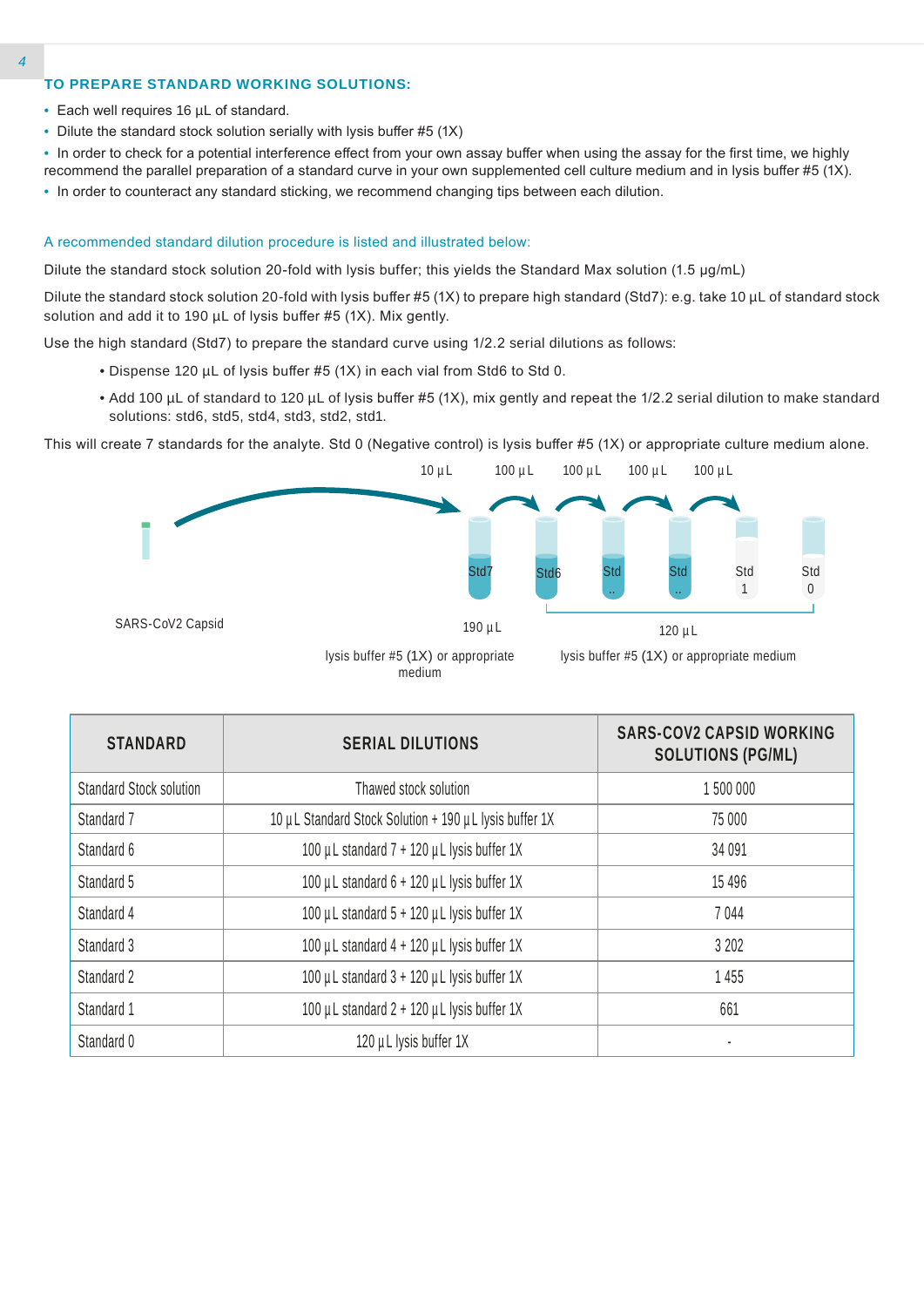## TO PREPARE STANDARD WORKING SOLUTIONS:

- Each well requires 16 µL of standard.
- Dilute the standard stock solution serially with lysis buffer #5 (1X)
- In order to check for a potential interference effect from your own assay buffer when using the assay for the first time, we highly recommend the parallel preparation of a standard curve in your own supplemented cell culture medium and in lysis buffer #5 (1X).
- In order to counteract any standard sticking, we recommend changing tips between each dilution.

A recommended standard dilution procedure is listed and illustrated below:

Dilute the standard stock solution 20-fold with lysis buffer; this yields the Standard Max solution (1.5 µg/mL)

Dilute the standard stock solution 20-fold with lysis buffer #5 (1X) to prepare high standard (Std7): e.g. take 10 µL of standard stock solution and add it to 190 µL of lysis buffer #5 (1X). Mix gently.

Use the high standard (Std7) to prepare the standard curve using 1/2.2 serial dilutions as follows:

- Dispense 120 µL of lysis buffer #5 (1X) in each vial from Std6 to Std 0.
- Add 100 µL of standard to 120 µL of lysis buffer #5 (1X), mix gently and repeat the 1/2.2 serial dilution to make standard solutions: std6, std5, std4, std3, std2, std1.

This will create 7 standards for the analyte. Std 0 (Negative control) is lysis buffer #5 (1X) or appropriate culture medium alone.

10 µL 100 µL 100 µL 100 µL 100 µL

SARS-CoV2 Capsid

Std7 Std6 Std .. Std .. Std 1 Std 0

190 µL — lysis buffer #5 (1X) or appropriate medium

120 µL — lysis buffer #5 (1X) or appropriate medium

| STANDARD | SERIAL DILUTIONS | SARS-COV2 CAPSID WORKING SOLUTIONS (PG/ML) |
|---|---|---|
| Standard Stock solution | Thawed stock solution | 1 500 000 |
| Standard 7 | 10 µL Standard Stock Solution + 190 µL lysis buffer 1X | 75 000 |
| Standard 6 | 100 µL standard 7 + 120 µL lysis buffer 1X | 34 091 |
| Standard 5 | 100 µL standard 6 + 120 µL lysis buffer 1X | 15 496 |
| Standard 4 | 100 µL standard 5 + 120 µL lysis buffer 1X | 7 044 |
| Standard 3 | 100 µL standard 4 + 120 µL lysis buffer 1X | 3 202 |
| Standard 2 | 100 µL standard 3 + 120 µL lysis buffer 1X | 1 455 |
| Standard 1 | 100 µL standard 2 + 120 µL lysis buffer 1X | 661 |
| Standard 0 | 120 µL lysis buffer 1X | - |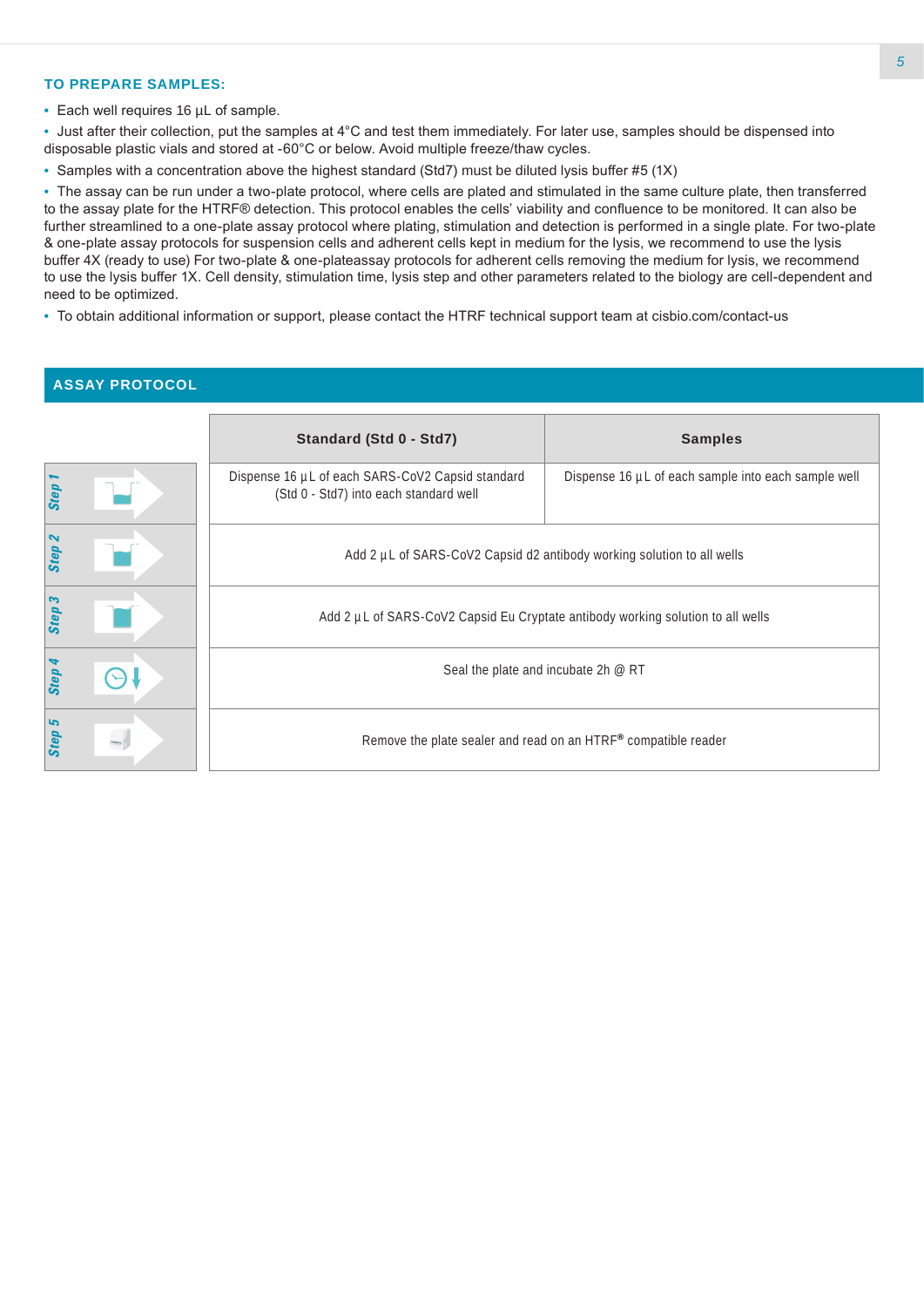### TO PREPARE SAMPLES:

- Each well requires 16 µL of sample.
- Just after their collection, put the samples at 4°C and test them immediately. For later use, samples should be dispensed into disposable plastic vials and stored at -60°C or below. Avoid multiple freeze/thaw cycles.
- Samples with a concentration above the highest standard (Std7) must be diluted lysis buffer #5 (1X)
- The assay can be run under a two-plate protocol, where cells are plated and stimulated in the same culture plate, then transferred to the assay plate for the HTRF® detection. This protocol enables the cells' viability and confluence to be monitored. It can also be further streamlined to a one-plate assay protocol where plating, stimulation and detection is performed in a single plate. For two-plate & one-plate assay protocols for suspension cells and adherent cells kept in medium for the lysis, we recommend to use the lysis buffer 4X (ready to use) For two-plate & one-plateassay protocols for adherent cells removing the medium for lysis, we recommend to use the lysis buffer 1X. Cell density, stimulation time, lysis step and other parameters related to the biology are cell-dependent and need to be optimized.
- To obtain additional information or support, please contact the HTRF technical support team at cisbio.com/contact-us

## ASSAY PROTOCOL

| | Standard (Std 0 - Std7) | Samples |
|---|---|---|
| Step 1 | Dispense 16 µL of each SARS-CoV2 Capsid standard (Std 0 - Std7) into each standard well | Dispense 16 µL of each sample into each sample well |
| Step 2 | Add 2 µL of SARS-CoV2 Capsid d2 antibody working solution to all wells | |
| Step 3 | Add 2 µL of SARS-CoV2 Capsid Eu Cryptate antibody working solution to all wells | |
| Step 4 | Seal the plate and incubate 2h @ RT | |
| Step 5 | Remove the plate sealer and read on an HTRF® compatible reader | |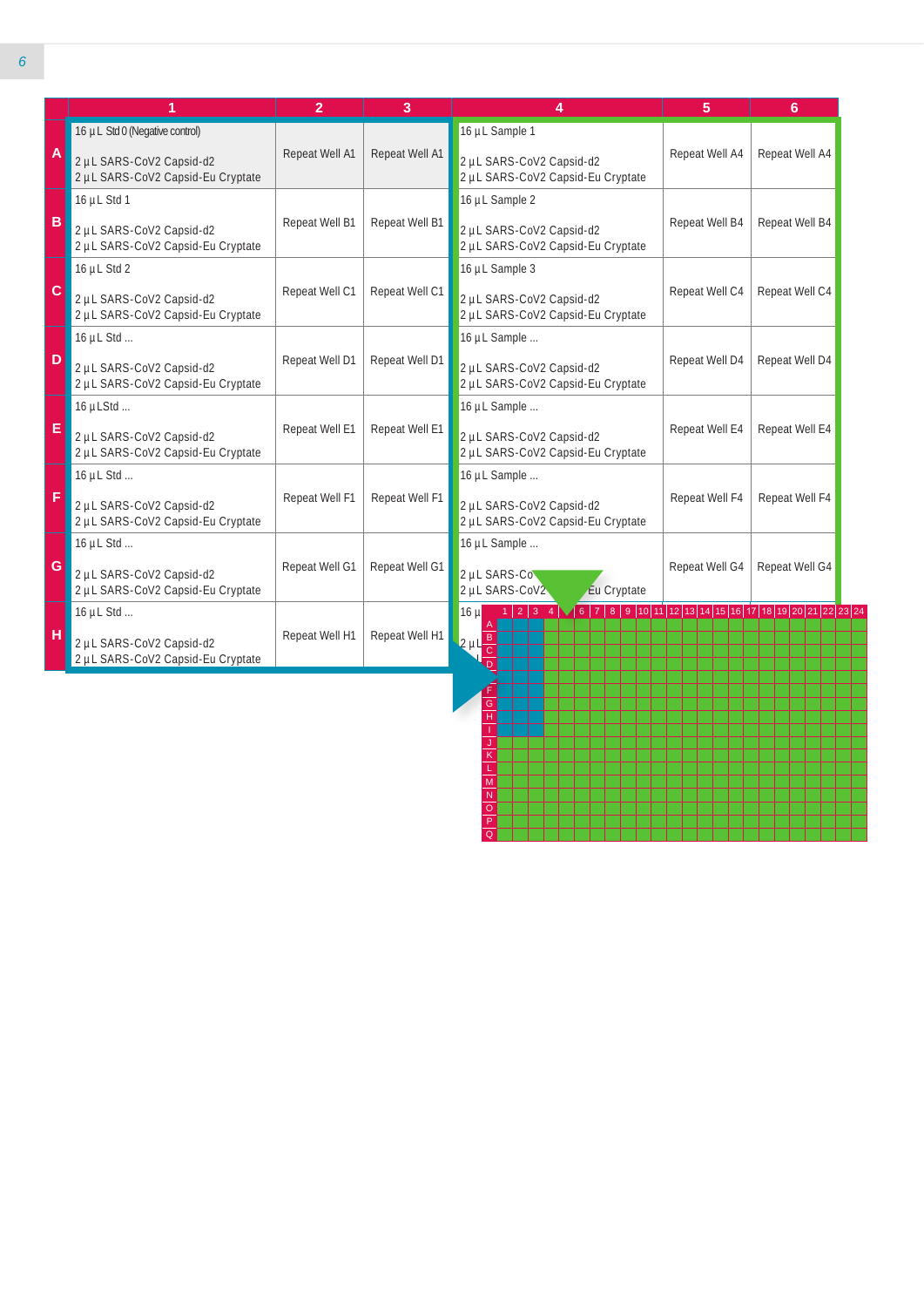| | 1 | 2 | 3 | 4 | 5 | 6 |
|---|---|---|---|---|---|---|
| A | 16 µL Std 0 (Negative control)<br><br>2 µL SARS-CoV2 Capsid-d2<br>2 µL SARS-CoV2 Capsid-Eu Cryptate | Repeat Well A1 | Repeat Well A1 | 16 µL Sample 1<br><br>2 µL SARS-CoV2 Capsid-d2<br>2 µL SARS-CoV2 Capsid-Eu Cryptate | Repeat Well A4 | Repeat Well A4 |
| B | 16 µL Std 1<br><br>2 µL SARS-CoV2 Capsid-d2<br>2 µL SARS-CoV2 Capsid-Eu Cryptate | Repeat Well B1 | Repeat Well B1 | 16 µL Sample 2<br><br>2 µL SARS-CoV2 Capsid-d2<br>2 µL SARS-CoV2 Capsid-Eu Cryptate | Repeat Well B4 | Repeat Well B4 |
| C | 16 µL Std 2<br><br>2 µL SARS-CoV2 Capsid-d2<br>2 µL SARS-CoV2 Capsid-Eu Cryptate | Repeat Well C1 | Repeat Well C1 | 16 µL Sample 3<br><br>2 µL SARS-CoV2 Capsid-d2<br>2 µL SARS-CoV2 Capsid-Eu Cryptate | Repeat Well C4 | Repeat Well C4 |
| D | 16 µL Std ...<br><br>2 µL SARS-CoV2 Capsid-d2<br>2 µL SARS-CoV2 Capsid-Eu Cryptate | Repeat Well D1 | Repeat Well D1 | 16 µL Sample ...<br><br>2 µL SARS-CoV2 Capsid-d2<br>2 µL SARS-CoV2 Capsid-Eu Cryptate | Repeat Well D4 | Repeat Well D4 |
| E | 16 µLStd ...<br><br>2 µL SARS-CoV2 Capsid-d2<br>2 µL SARS-CoV2 Capsid-Eu Cryptate | Repeat Well E1 | Repeat Well E1 | 16 µL Sample ...<br><br>2 µL SARS-CoV2 Capsid-d2<br>2 µL SARS-CoV2 Capsid-Eu Cryptate | Repeat Well E4 | Repeat Well E4 |
| F | 16 µL Std ...<br><br>2 µL SARS-CoV2 Capsid-d2<br>2 µL SARS-CoV2 Capsid-Eu Cryptate | Repeat Well F1 | Repeat Well F1 | 16 µL Sample ...<br><br>2 µL SARS-CoV2 Capsid-d2<br>2 µL SARS-CoV2 Capsid-Eu Cryptate | Repeat Well F4 | Repeat Well F4 |
| G | 16 µL Std ...<br><br>2 µL SARS-CoV2 Capsid-d2<br>2 µL SARS-CoV2 Capsid-Eu Cryptate | Repeat Well G1 | Repeat Well G1 | 16 µL Sample ...<br><br>2 µL SARS-Co...<br>2 µL SARS-CoV2 ... Eu Cryptate | Repeat Well G4 | Repeat Well G4 |
| H | 16 µL Std ...<br><br>2 µL SARS-CoV2 Capsid-d2<br>2 µL SARS-CoV2 Capsid-Eu Cryptate | Repeat Well H1 | Repeat Well H1 | 16 µ...<br><br>2 µL... | | |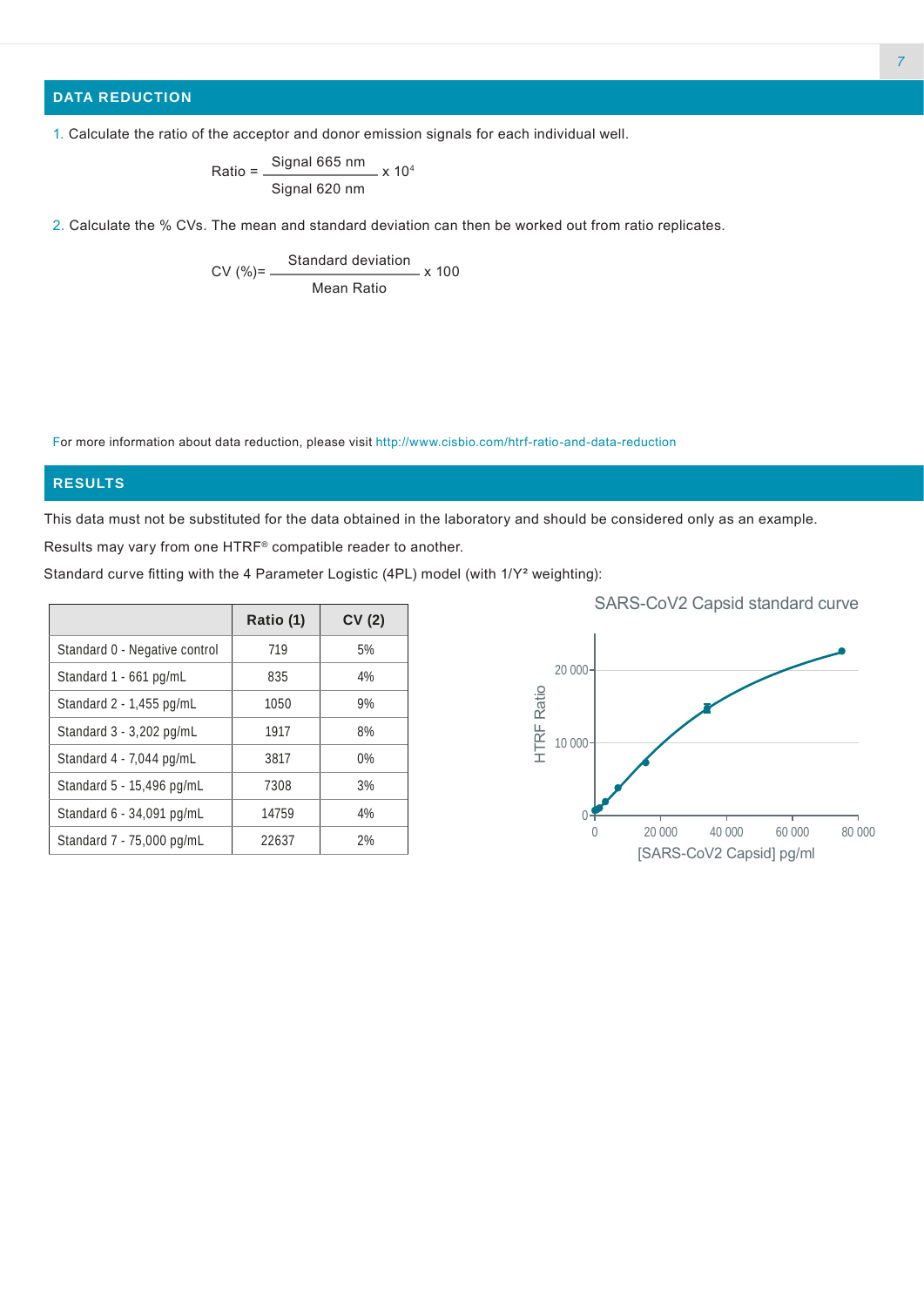## DATA REDUCTION

1. Calculate the ratio of the acceptor and donor emission signals for each individual well.

$$\text{Ratio} = \frac{\text{Signal 665 nm}}{\text{Signal 620 nm}} \times 10^4$$

2. Calculate the % CVs. The mean and standard deviation can then be worked out from ratio replicates.

$$\text{CV (\%)} = \frac{\text{Standard deviation}}{\text{Mean Ratio}} \times 100$$

For more information about data reduction, please visit http://www.cisbio.com/htrf-ratio-and-data-reduction

## RESULTS

This data must not be substituted for the data obtained in the laboratory and should be considered only as an example.

Results may vary from one HTRF® compatible reader to another.

Standard curve fitting with the 4 Parameter Logistic (4PL) model (with $1/Y^2$ weighting):

| | Ratio (1) | CV (2) |
|---|---|---|
| Standard 0 - Negative control | 719 | 5% |
| Standard 1 - 661 pg/mL | 835 | 4% |
| Standard 2 - 1,455 pg/mL | 1050 | 9% |
| Standard 3 - 3,202 pg/mL | 1917 | 8% |
| Standard 4 - 7,044 pg/mL | 3817 | 0% |
| Standard 5 - 15,496 pg/mL | 7308 | 3% |
| Standard 6 - 34,091 pg/mL | 14759 | 4% |
| Standard 7 - 75,000 pg/mL | 22637 | 2% |

SARS-CoV2 Capsid standard curve

(Chart: y-axis "HTRF Ratio", 0 to 20 000; x-axis "[SARS-CoV2 Capsid] pg/ml", 0 to 80 000)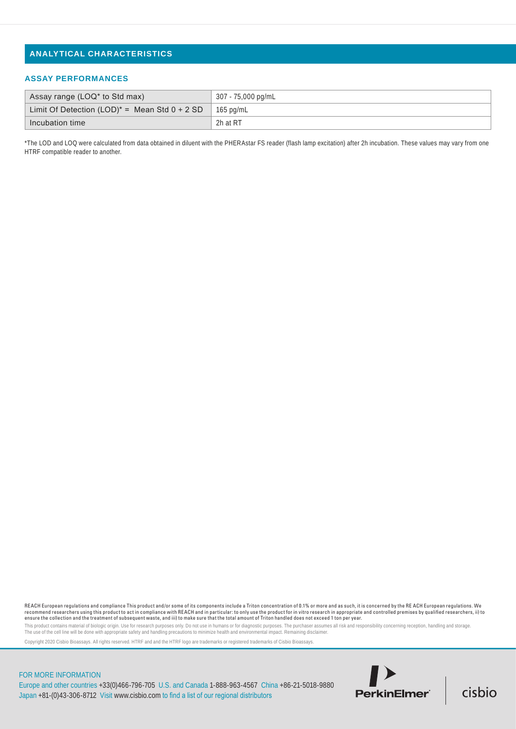## ANALYTICAL CHARACTERISTICS

### ASSAY PERFORMANCES

| | |
|---|---|
| Assay range (LOQ* to Std max) | 307 - 75,000 pg/mL |
| Limit Of Detection (LOD)* = Mean Std 0 + 2 SD | 165 pg/mL |
| Incubation time | 2h at RT |

*The LOD and LOQ were calculated from data obtained in diluent with the PHERAstar FS reader (flash lamp excitation) after 2h incubation. These values may vary from one HTRF compatible reader to another.

REACH European regulations and compliance This product and/or some of its components include a Triton concentration of 0.1% or more and as such, it is concerned by the RE ACH European regulations. We recommend researchers using this product to act in compliance with REACH and in particular: to only use the product for in vitro research in appropriate and controlled premises by qualified researchers, ii) to ensure the collection and the treatment of subsequent waste, and iii) to make sure that the total amount of Triton handled does not exceed 1 ton per year.

This product contains material of biologic origin. Use for research purposes only. Do not use in humans or for diagnostic purposes. The purchaser assumes all risk and responsibility concerning reception, handling and storage. The use of the cell line will be done with appropriate safety and handling precautions to minimize health and environmental impact. Remaining disclaimer.

Copyright 2020 Cisbio Bioassays. All rights reserved. HTRF and and the HTRF logo are trademarks or registered trademarks of Cisbio Bioassays.

FOR MORE INFORMATION

Europe and other countries +33(0)466-796-705 U.S. and Canada 1-888-963-4567 China +86-21-5018-9880 Japan +81-(0)43-306-8712 Visit www.cisbio.com to find a list of our regional distributors

PerkinElmer | cisbio